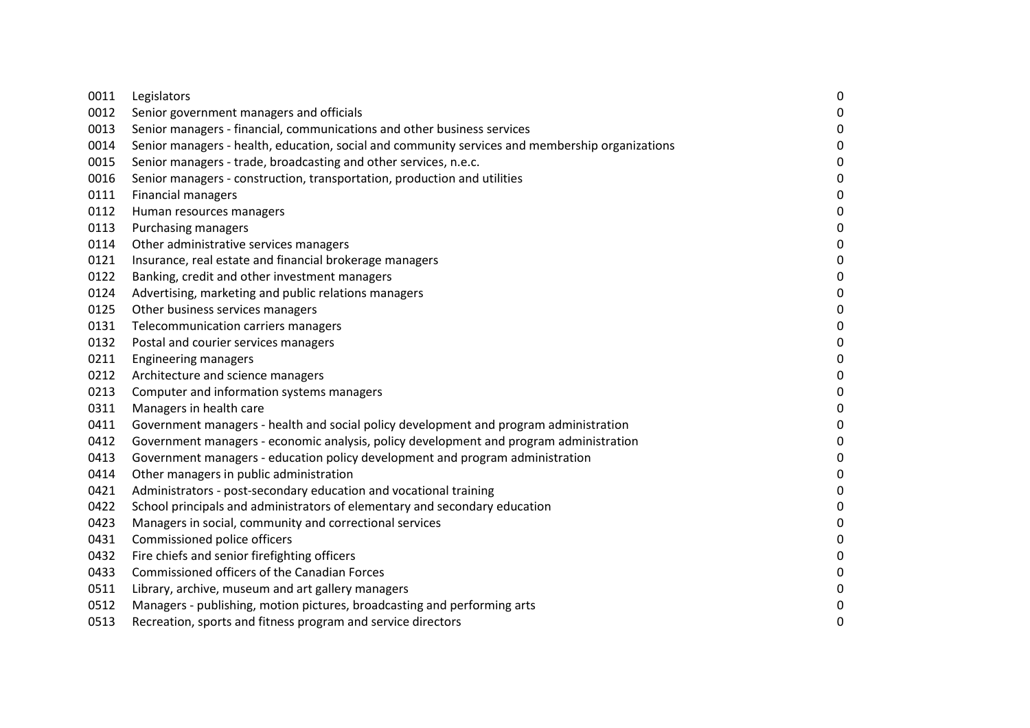| | | |
|---|---|---|
| 0011 | Legislators | 0 |
| 0012 | Senior government managers and officials | 0 |
| 0013 | Senior managers - financial, communications and other business services | 0 |
| 0014 | Senior managers - health, education, social and community services and membership organizations | 0 |
| 0015 | Senior managers - trade, broadcasting and other services, n.e.c. | 0 |
| 0016 | Senior managers - construction, transportation, production and utilities | 0 |
| 0111 | Financial managers | 0 |
| 0112 | Human resources managers | 0 |
| 0113 | Purchasing managers | 0 |
| 0114 | Other administrative services managers | 0 |
| 0121 | Insurance, real estate and financial brokerage managers | 0 |
| 0122 | Banking, credit and other investment managers | 0 |
| 0124 | Advertising, marketing and public relations managers | 0 |
| 0125 | Other business services managers | 0 |
| 0131 | Telecommunication carriers managers | 0 |
| 0132 | Postal and courier services managers | 0 |
| 0211 | Engineering managers | 0 |
| 0212 | Architecture and science managers | 0 |
| 0213 | Computer and information systems managers | 0 |
| 0311 | Managers in health care | 0 |
| 0411 | Government managers - health and social policy development and program administration | 0 |
| 0412 | Government managers - economic analysis, policy development and program administration | 0 |
| 0413 | Government managers - education policy development and program administration | 0 |
| 0414 | Other managers in public administration | 0 |
| 0421 | Administrators - post-secondary education and vocational training | 0 |
| 0422 | School principals and administrators of elementary and secondary education | 0 |
| 0423 | Managers in social, community and correctional services | 0 |
| 0431 | Commissioned police officers | 0 |
| 0432 | Fire chiefs and senior firefighting officers | 0 |
| 0433 | Commissioned officers of the Canadian Forces | 0 |
| 0511 | Library, archive, museum and art gallery managers | 0 |
| 0512 | Managers - publishing, motion pictures, broadcasting and performing arts | 0 |
| 0513 | Recreation, sports and fitness program and service directors | 0 |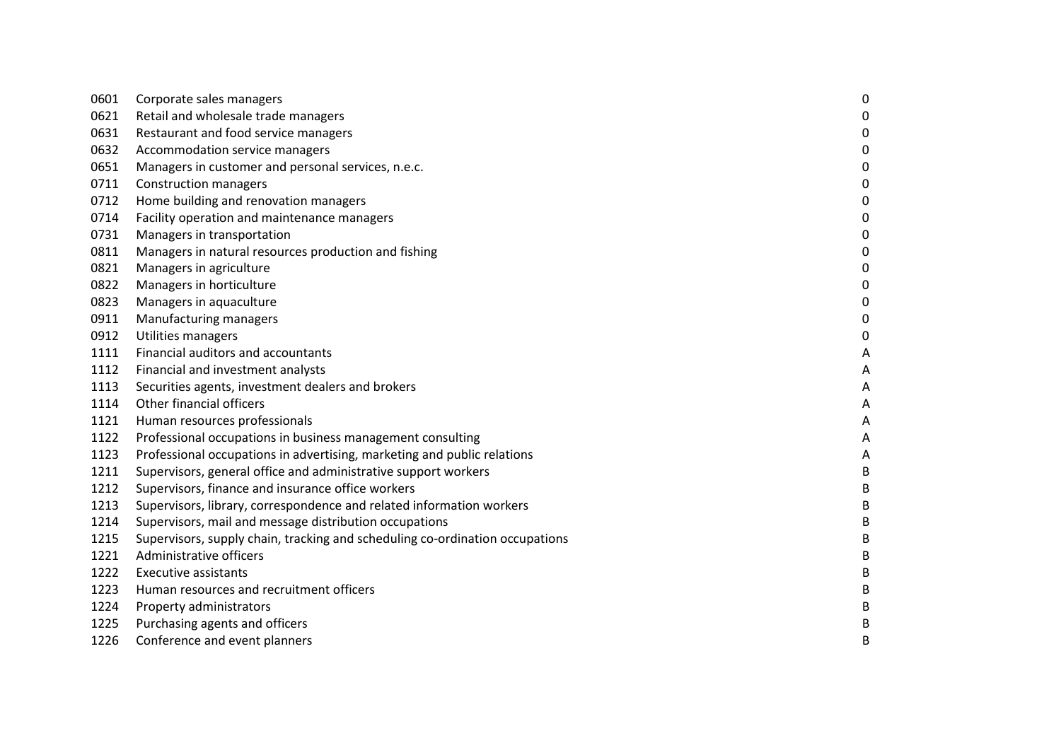| | | |
|---|---|---|
| 0601 | Corporate sales managers | 0 |
| 0621 | Retail and wholesale trade managers | 0 |
| 0631 | Restaurant and food service managers | 0 |
| 0632 | Accommodation service managers | 0 |
| 0651 | Managers in customer and personal services, n.e.c. | 0 |
| 0711 | Construction managers | 0 |
| 0712 | Home building and renovation managers | 0 |
| 0714 | Facility operation and maintenance managers | 0 |
| 0731 | Managers in transportation | 0 |
| 0811 | Managers in natural resources production and fishing | 0 |
| 0821 | Managers in agriculture | 0 |
| 0822 | Managers in horticulture | 0 |
| 0823 | Managers in aquaculture | 0 |
| 0911 | Manufacturing managers | 0 |
| 0912 | Utilities managers | 0 |
| 1111 | Financial auditors and accountants | A |
| 1112 | Financial and investment analysts | A |
| 1113 | Securities agents, investment dealers and brokers | A |
| 1114 | Other financial officers | A |
| 1121 | Human resources professionals | A |
| 1122 | Professional occupations in business management consulting | A |
| 1123 | Professional occupations in advertising, marketing and public relations | A |
| 1211 | Supervisors, general office and administrative support workers | B |
| 1212 | Supervisors, finance and insurance office workers | B |
| 1213 | Supervisors, library, correspondence and related information workers | B |
| 1214 | Supervisors, mail and message distribution occupations | B |
| 1215 | Supervisors, supply chain, tracking and scheduling co-ordination occupations | B |
| 1221 | Administrative officers | B |
| 1222 | Executive assistants | B |
| 1223 | Human resources and recruitment officers | B |
| 1224 | Property administrators | B |
| 1225 | Purchasing agents and officers | B |
| 1226 | Conference and event planners | B |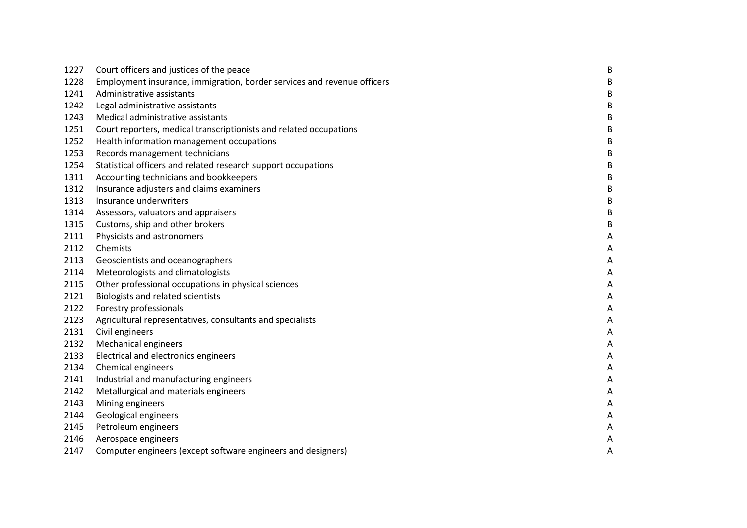| | | |
|---|---|---|
| 1227 | Court officers and justices of the peace | B |
| 1228 | Employment insurance, immigration, border services and revenue officers | B |
| 1241 | Administrative assistants | B |
| 1242 | Legal administrative assistants | B |
| 1243 | Medical administrative assistants | B |
| 1251 | Court reporters, medical transcriptionists and related occupations | B |
| 1252 | Health information management occupations | B |
| 1253 | Records management technicians | B |
| 1254 | Statistical officers and related research support occupations | B |
| 1311 | Accounting technicians and bookkeepers | B |
| 1312 | Insurance adjusters and claims examiners | B |
| 1313 | Insurance underwriters | B |
| 1314 | Assessors, valuators and appraisers | B |
| 1315 | Customs, ship and other brokers | B |
| 2111 | Physicists and astronomers | A |
| 2112 | Chemists | A |
| 2113 | Geoscientists and oceanographers | A |
| 2114 | Meteorologists and climatologists | A |
| 2115 | Other professional occupations in physical sciences | A |
| 2121 | Biologists and related scientists | A |
| 2122 | Forestry professionals | A |
| 2123 | Agricultural representatives, consultants and specialists | A |
| 2131 | Civil engineers | A |
| 2132 | Mechanical engineers | A |
| 2133 | Electrical and electronics engineers | A |
| 2134 | Chemical engineers | A |
| 2141 | Industrial and manufacturing engineers | A |
| 2142 | Metallurgical and materials engineers | A |
| 2143 | Mining engineers | A |
| 2144 | Geological engineers | A |
| 2145 | Petroleum engineers | A |
| 2146 | Aerospace engineers | A |
| 2147 | Computer engineers (except software engineers and designers) | A |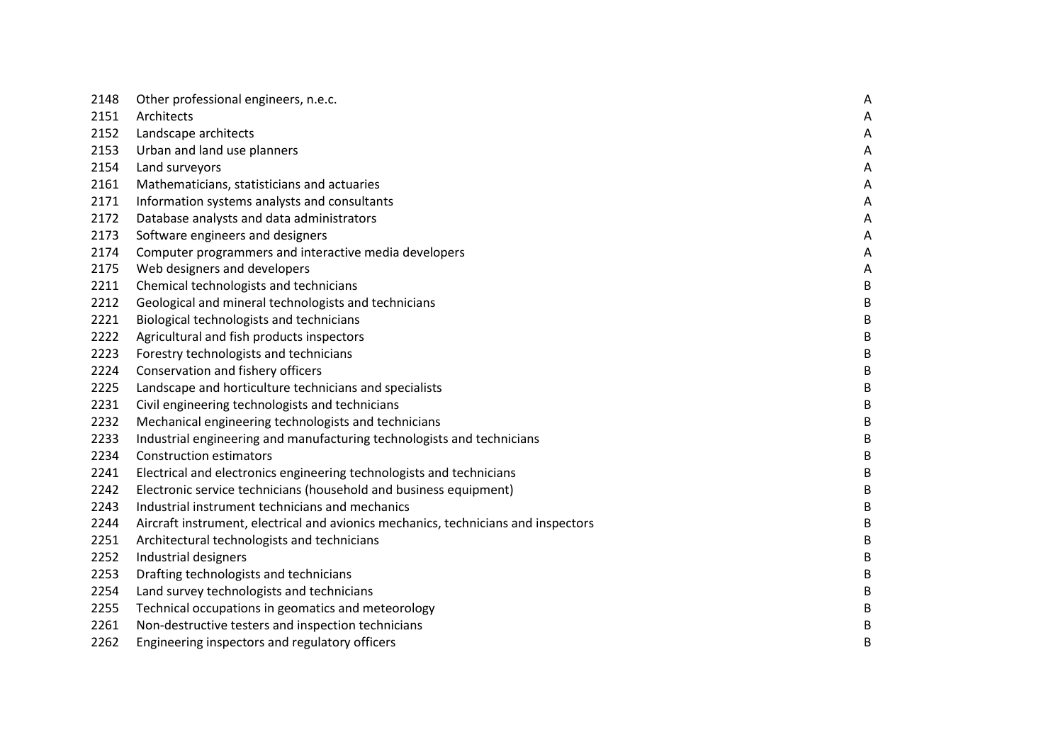| | | |
|---|---|---|
| 2148 | Other professional engineers, n.e.c. | A |
| 2151 | Architects | A |
| 2152 | Landscape architects | A |
| 2153 | Urban and land use planners | A |
| 2154 | Land surveyors | A |
| 2161 | Mathematicians, statisticians and actuaries | A |
| 2171 | Information systems analysts and consultants | A |
| 2172 | Database analysts and data administrators | A |
| 2173 | Software engineers and designers | A |
| 2174 | Computer programmers and interactive media developers | A |
| 2175 | Web designers and developers | A |
| 2211 | Chemical technologists and technicians | B |
| 2212 | Geological and mineral technologists and technicians | B |
| 2221 | Biological technologists and technicians | B |
| 2222 | Agricultural and fish products inspectors | B |
| 2223 | Forestry technologists and technicians | B |
| 2224 | Conservation and fishery officers | B |
| 2225 | Landscape and horticulture technicians and specialists | B |
| 2231 | Civil engineering technologists and technicians | B |
| 2232 | Mechanical engineering technologists and technicians | B |
| 2233 | Industrial engineering and manufacturing technologists and technicians | B |
| 2234 | Construction estimators | B |
| 2241 | Electrical and electronics engineering technologists and technicians | B |
| 2242 | Electronic service technicians (household and business equipment) | B |
| 2243 | Industrial instrument technicians and mechanics | B |
| 2244 | Aircraft instrument, electrical and avionics mechanics, technicians and inspectors | B |
| 2251 | Architectural technologists and technicians | B |
| 2252 | Industrial designers | B |
| 2253 | Drafting technologists and technicians | B |
| 2254 | Land survey technologists and technicians | B |
| 2255 | Technical occupations in geomatics and meteorology | B |
| 2261 | Non-destructive testers and inspection technicians | B |
| 2262 | Engineering inspectors and regulatory officers | B |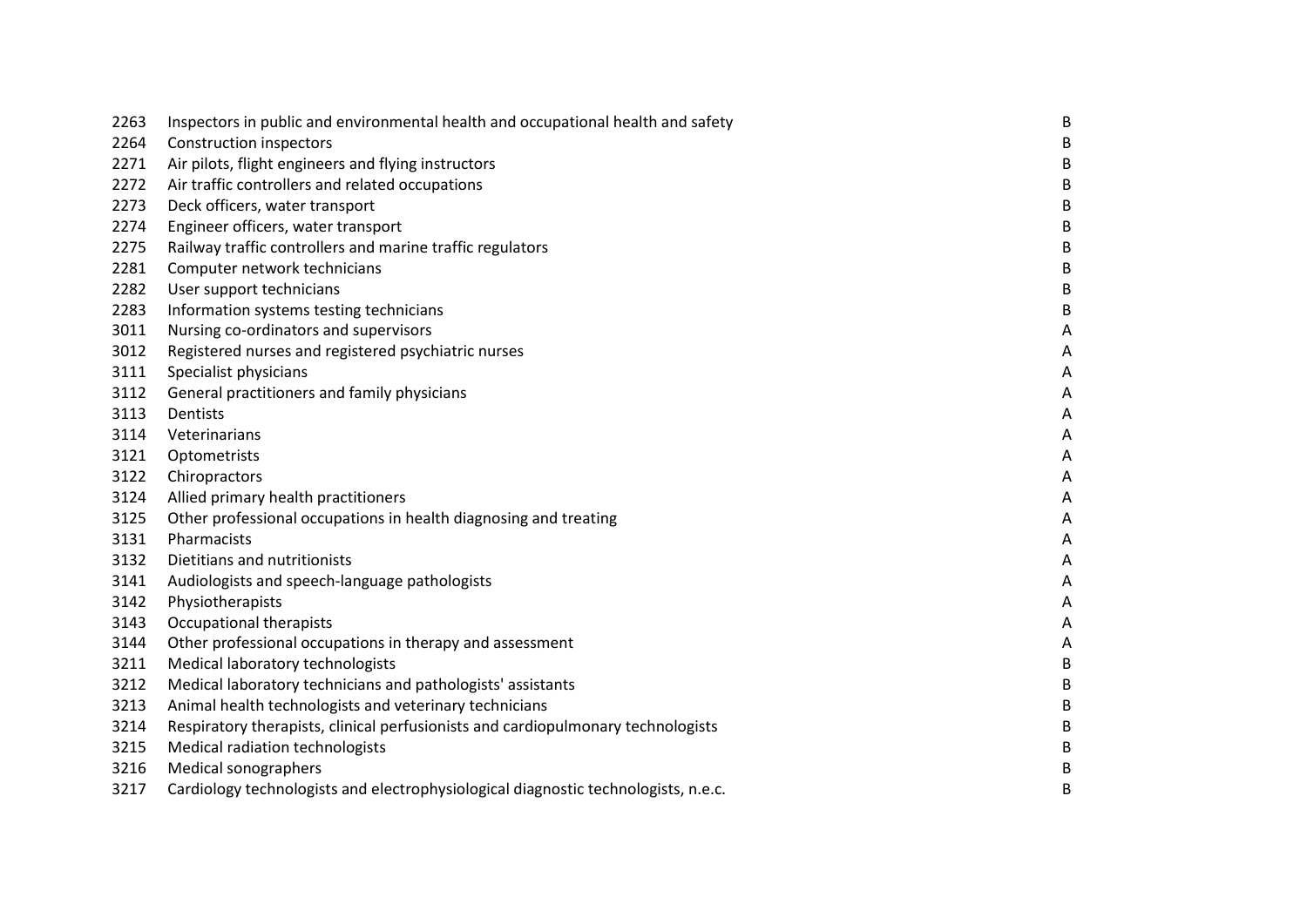| | | |
|---|---|---|
| 2263 | Inspectors in public and environmental health and occupational health and safety | B |
| 2264 | Construction inspectors | B |
| 2271 | Air pilots, flight engineers and flying instructors | B |
| 2272 | Air traffic controllers and related occupations | B |
| 2273 | Deck officers, water transport | B |
| 2274 | Engineer officers, water transport | B |
| 2275 | Railway traffic controllers and marine traffic regulators | B |
| 2281 | Computer network technicians | B |
| 2282 | User support technicians | B |
| 2283 | Information systems testing technicians | B |
| 3011 | Nursing co-ordinators and supervisors | A |
| 3012 | Registered nurses and registered psychiatric nurses | A |
| 3111 | Specialist physicians | A |
| 3112 | General practitioners and family physicians | A |
| 3113 | Dentists | A |
| 3114 | Veterinarians | A |
| 3121 | Optometrists | A |
| 3122 | Chiropractors | A |
| 3124 | Allied primary health practitioners | A |
| 3125 | Other professional occupations in health diagnosing and treating | A |
| 3131 | Pharmacists | A |
| 3132 | Dietitians and nutritionists | A |
| 3141 | Audiologists and speech-language pathologists | A |
| 3142 | Physiotherapists | A |
| 3143 | Occupational therapists | A |
| 3144 | Other professional occupations in therapy and assessment | A |
| 3211 | Medical laboratory technologists | B |
| 3212 | Medical laboratory technicians and pathologists' assistants | B |
| 3213 | Animal health technologists and veterinary technicians | B |
| 3214 | Respiratory therapists, clinical perfusionists and cardiopulmonary technologists | B |
| 3215 | Medical radiation technologists | B |
| 3216 | Medical sonographers | B |
| 3217 | Cardiology technologists and electrophysiological diagnostic technologists, n.e.c. | B |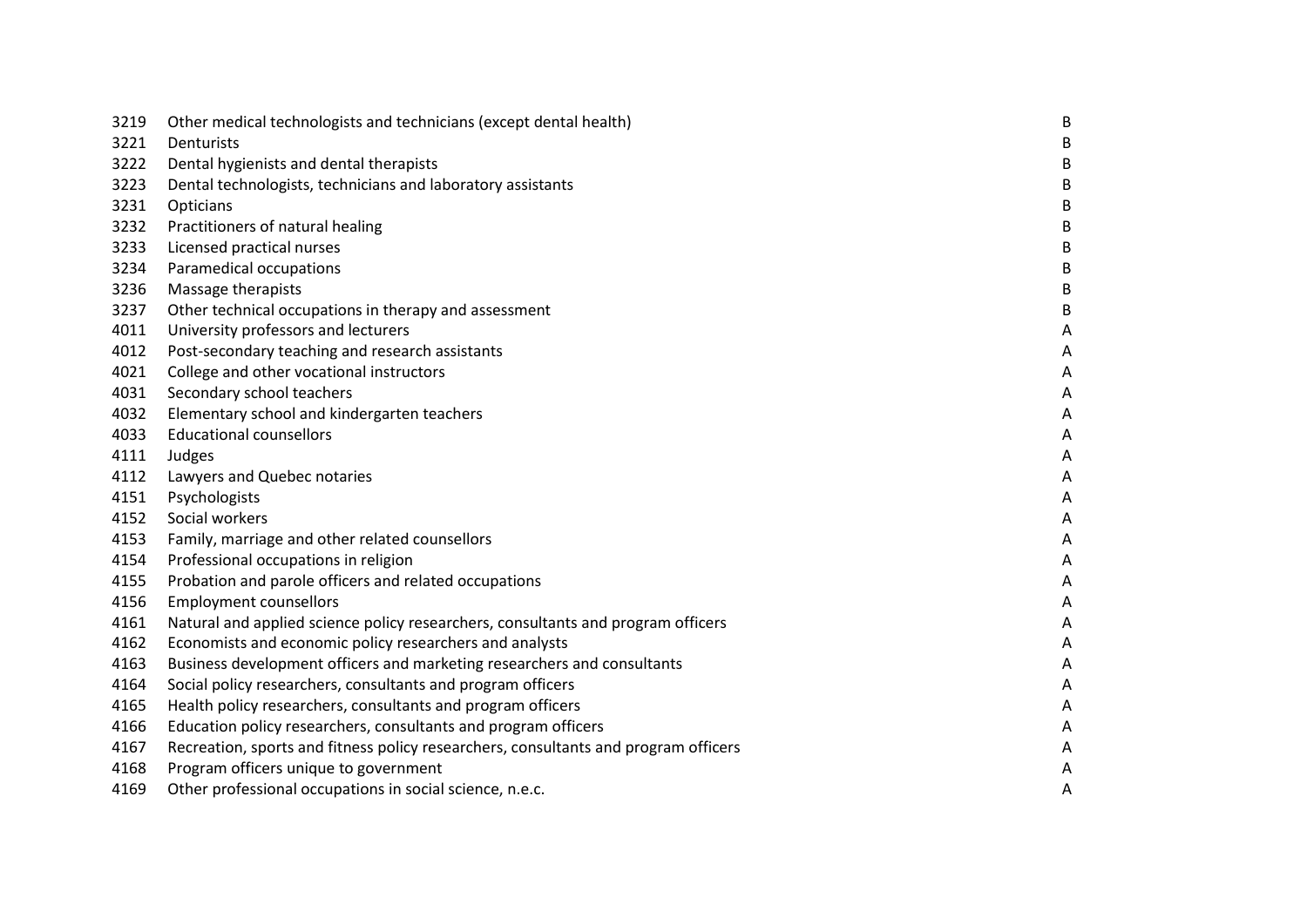| | | |
|---|---|---|
| 3219 | Other medical technologists and technicians (except dental health) | B |
| 3221 | Denturists | B |
| 3222 | Dental hygienists and dental therapists | B |
| 3223 | Dental technologists, technicians and laboratory assistants | B |
| 3231 | Opticians | B |
| 3232 | Practitioners of natural healing | B |
| 3233 | Licensed practical nurses | B |
| 3234 | Paramedical occupations | B |
| 3236 | Massage therapists | B |
| 3237 | Other technical occupations in therapy and assessment | B |
| 4011 | University professors and lecturers | A |
| 4012 | Post-secondary teaching and research assistants | A |
| 4021 | College and other vocational instructors | A |
| 4031 | Secondary school teachers | A |
| 4032 | Elementary school and kindergarten teachers | A |
| 4033 | Educational counsellors | A |
| 4111 | Judges | A |
| 4112 | Lawyers and Quebec notaries | A |
| 4151 | Psychologists | A |
| 4152 | Social workers | A |
| 4153 | Family, marriage and other related counsellors | A |
| 4154 | Professional occupations in religion | A |
| 4155 | Probation and parole officers and related occupations | A |
| 4156 | Employment counsellors | A |
| 4161 | Natural and applied science policy researchers, consultants and program officers | A |
| 4162 | Economists and economic policy researchers and analysts | A |
| 4163 | Business development officers and marketing researchers and consultants | A |
| 4164 | Social policy researchers, consultants and program officers | A |
| 4165 | Health policy researchers, consultants and program officers | A |
| 4166 | Education policy researchers, consultants and program officers | A |
| 4167 | Recreation, sports and fitness policy researchers, consultants and program officers | A |
| 4168 | Program officers unique to government | A |
| 4169 | Other professional occupations in social science, n.e.c. | A |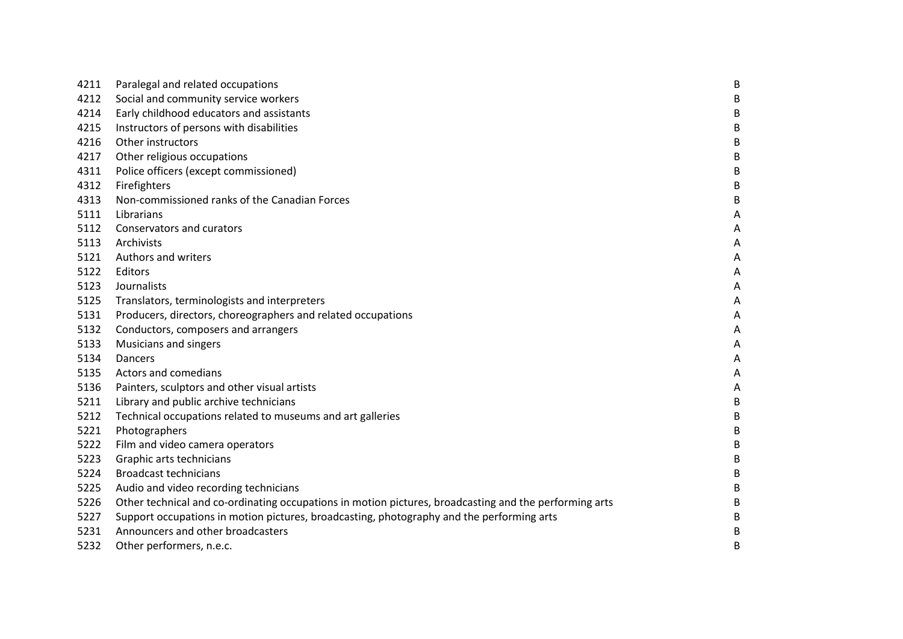| | | |
|---|---|---|
| 4211 | Paralegal and related occupations | B |
| 4212 | Social and community service workers | B |
| 4214 | Early childhood educators and assistants | B |
| 4215 | Instructors of persons with disabilities | B |
| 4216 | Other instructors | B |
| 4217 | Other religious occupations | B |
| 4311 | Police officers (except commissioned) | B |
| 4312 | Firefighters | B |
| 4313 | Non-commissioned ranks of the Canadian Forces | B |
| 5111 | Librarians | A |
| 5112 | Conservators and curators | A |
| 5113 | Archivists | A |
| 5121 | Authors and writers | A |
| 5122 | Editors | A |
| 5123 | Journalists | A |
| 5125 | Translators, terminologists and interpreters | A |
| 5131 | Producers, directors, choreographers and related occupations | A |
| 5132 | Conductors, composers and arrangers | A |
| 5133 | Musicians and singers | A |
| 5134 | Dancers | A |
| 5135 | Actors and comedians | A |
| 5136 | Painters, sculptors and other visual artists | A |
| 5211 | Library and public archive technicians | B |
| 5212 | Technical occupations related to museums and art galleries | B |
| 5221 | Photographers | B |
| 5222 | Film and video camera operators | B |
| 5223 | Graphic arts technicians | B |
| 5224 | Broadcast technicians | B |
| 5225 | Audio and video recording technicians | B |
| 5226 | Other technical and co-ordinating occupations in motion pictures, broadcasting and the performing arts | B |
| 5227 | Support occupations in motion pictures, broadcasting, photography and the performing arts | B |
| 5231 | Announcers and other broadcasters | B |
| 5232 | Other performers, n.e.c. | B |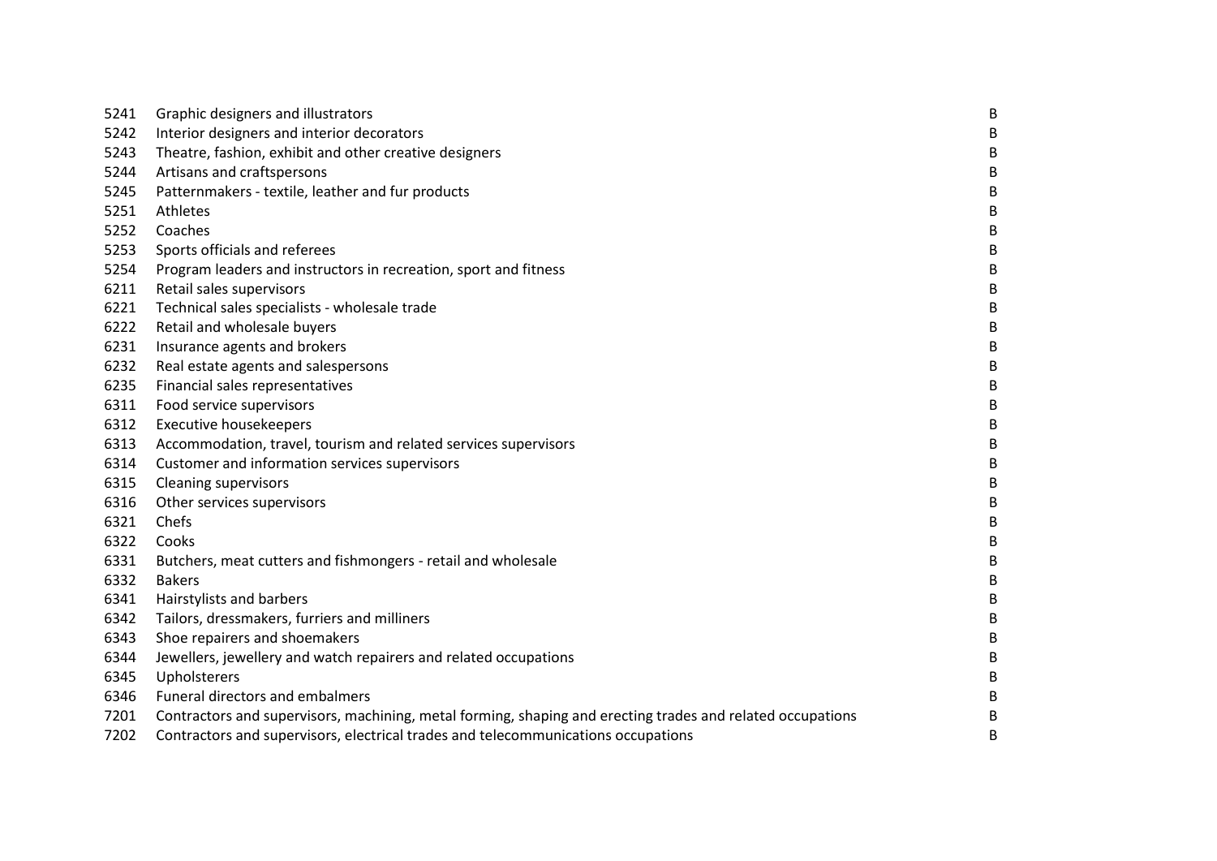| | | |
|---|---|---|
| 5241 | Graphic designers and illustrators | B |
| 5242 | Interior designers and interior decorators | B |
| 5243 | Theatre, fashion, exhibit and other creative designers | B |
| 5244 | Artisans and craftspersons | B |
| 5245 | Patternmakers - textile, leather and fur products | B |
| 5251 | Athletes | B |
| 5252 | Coaches | B |
| 5253 | Sports officials and referees | B |
| 5254 | Program leaders and instructors in recreation, sport and fitness | B |
| 6211 | Retail sales supervisors | B |
| 6221 | Technical sales specialists - wholesale trade | B |
| 6222 | Retail and wholesale buyers | B |
| 6231 | Insurance agents and brokers | B |
| 6232 | Real estate agents and salespersons | B |
| 6235 | Financial sales representatives | B |
| 6311 | Food service supervisors | B |
| 6312 | Executive housekeepers | B |
| 6313 | Accommodation, travel, tourism and related services supervisors | B |
| 6314 | Customer and information services supervisors | B |
| 6315 | Cleaning supervisors | B |
| 6316 | Other services supervisors | B |
| 6321 | Chefs | B |
| 6322 | Cooks | B |
| 6331 | Butchers, meat cutters and fishmongers - retail and wholesale | B |
| 6332 | Bakers | B |
| 6341 | Hairstylists and barbers | B |
| 6342 | Tailors, dressmakers, furriers and milliners | B |
| 6343 | Shoe repairers and shoemakers | B |
| 6344 | Jewellers, jewellery and watch repairers and related occupations | B |
| 6345 | Upholsterers | B |
| 6346 | Funeral directors and embalmers | B |
| 7201 | Contractors and supervisors, machining, metal forming, shaping and erecting trades and related occupations | B |
| 7202 | Contractors and supervisors, electrical trades and telecommunications occupations | B |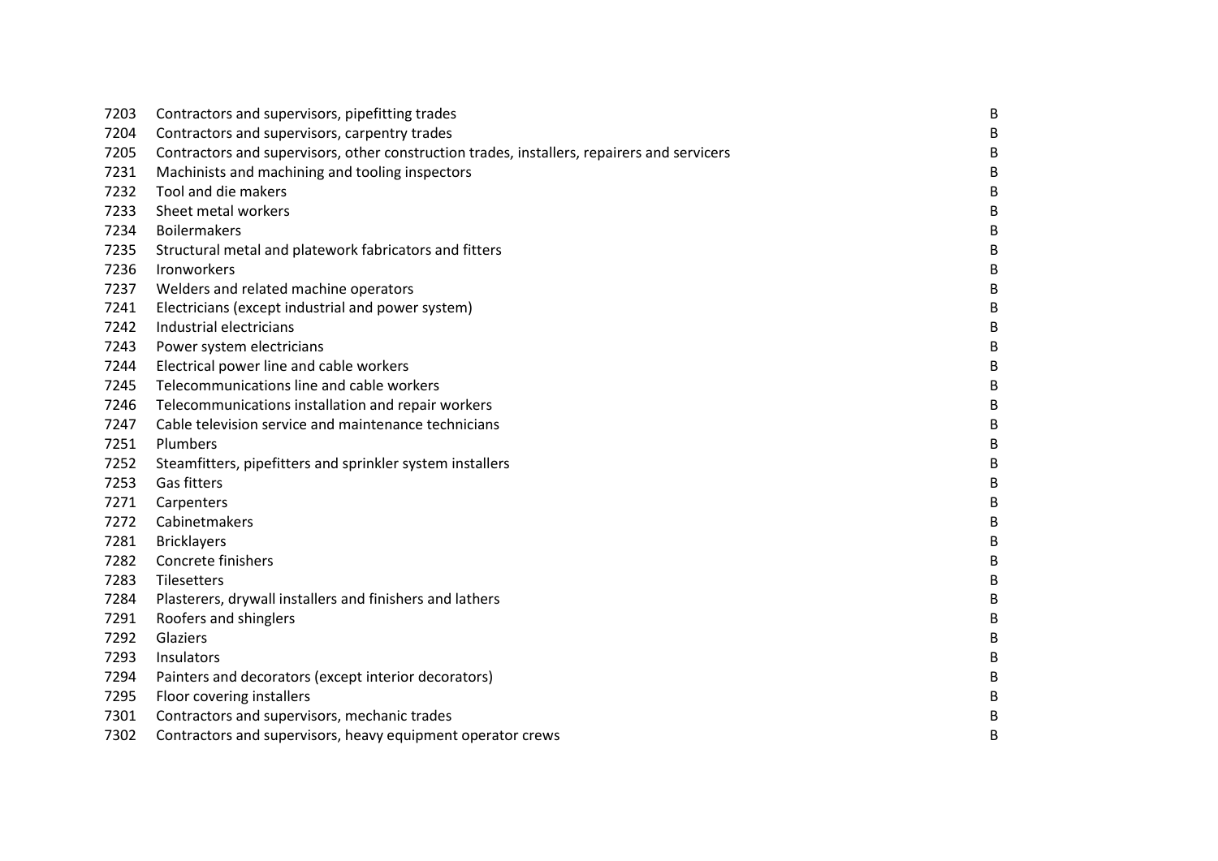| | | |
|---|---|---|
| 7203 | Contractors and supervisors, pipefitting trades | B |
| 7204 | Contractors and supervisors, carpentry trades | B |
| 7205 | Contractors and supervisors, other construction trades, installers, repairers and servicers | B |
| 7231 | Machinists and machining and tooling inspectors | B |
| 7232 | Tool and die makers | B |
| 7233 | Sheet metal workers | B |
| 7234 | Boilermakers | B |
| 7235 | Structural metal and platework fabricators and fitters | B |
| 7236 | Ironworkers | B |
| 7237 | Welders and related machine operators | B |
| 7241 | Electricians (except industrial and power system) | B |
| 7242 | Industrial electricians | B |
| 7243 | Power system electricians | B |
| 7244 | Electrical power line and cable workers | B |
| 7245 | Telecommunications line and cable workers | B |
| 7246 | Telecommunications installation and repair workers | B |
| 7247 | Cable television service and maintenance technicians | B |
| 7251 | Plumbers | B |
| 7252 | Steamfitters, pipefitters and sprinkler system installers | B |
| 7253 | Gas fitters | B |
| 7271 | Carpenters | B |
| 7272 | Cabinetmakers | B |
| 7281 | Bricklayers | B |
| 7282 | Concrete finishers | B |
| 7283 | Tilesetters | B |
| 7284 | Plasterers, drywall installers and finishers and lathers | B |
| 7291 | Roofers and shinglers | B |
| 7292 | Glaziers | B |
| 7293 | Insulators | B |
| 7294 | Painters and decorators (except interior decorators) | B |
| 7295 | Floor covering installers | B |
| 7301 | Contractors and supervisors, mechanic trades | B |
| 7302 | Contractors and supervisors, heavy equipment operator crews | B |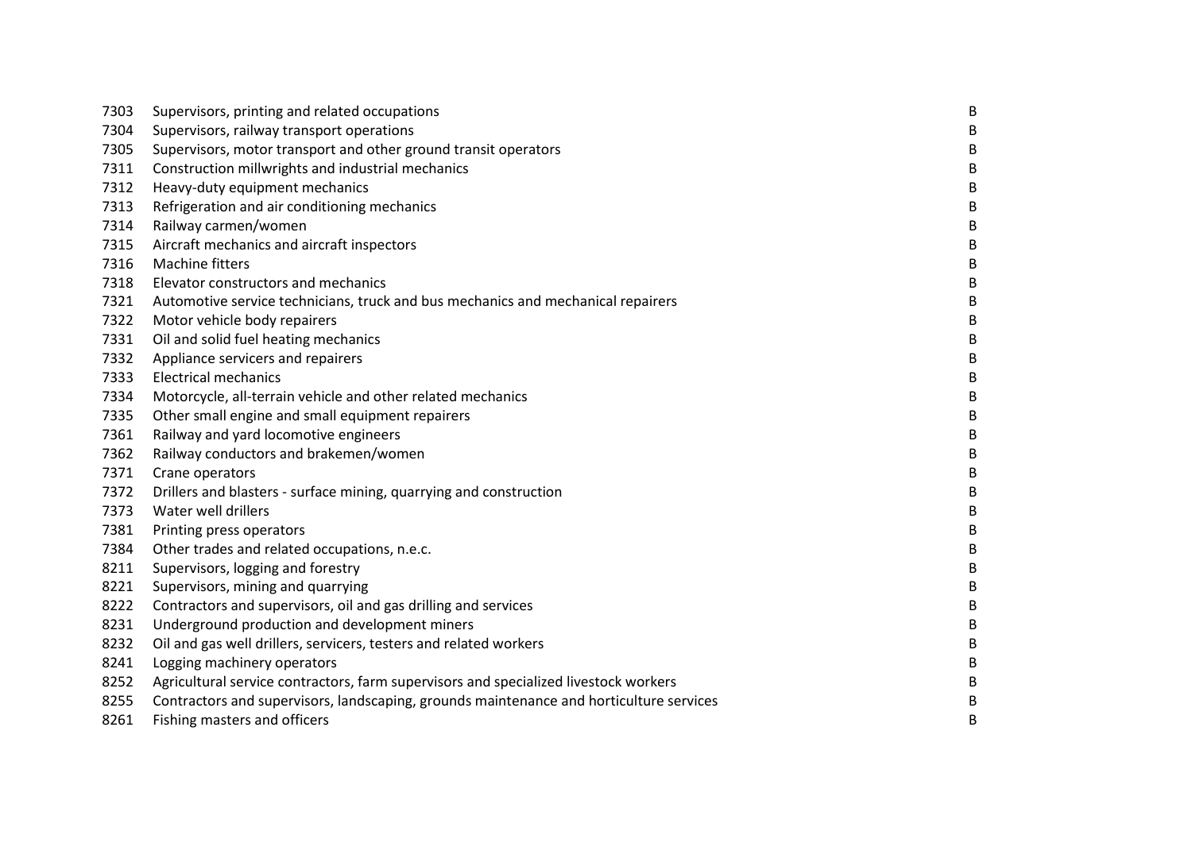| | | |
|---|---|---|
| 7303 | Supervisors, printing and related occupations | B |
| 7304 | Supervisors, railway transport operations | B |
| 7305 | Supervisors, motor transport and other ground transit operators | B |
| 7311 | Construction millwrights and industrial mechanics | B |
| 7312 | Heavy-duty equipment mechanics | B |
| 7313 | Refrigeration and air conditioning mechanics | B |
| 7314 | Railway carmen/women | B |
| 7315 | Aircraft mechanics and aircraft inspectors | B |
| 7316 | Machine fitters | B |
| 7318 | Elevator constructors and mechanics | B |
| 7321 | Automotive service technicians, truck and bus mechanics and mechanical repairers | B |
| 7322 | Motor vehicle body repairers | B |
| 7331 | Oil and solid fuel heating mechanics | B |
| 7332 | Appliance servicers and repairers | B |
| 7333 | Electrical mechanics | B |
| 7334 | Motorcycle, all-terrain vehicle and other related mechanics | B |
| 7335 | Other small engine and small equipment repairers | B |
| 7361 | Railway and yard locomotive engineers | B |
| 7362 | Railway conductors and brakemen/women | B |
| 7371 | Crane operators | B |
| 7372 | Drillers and blasters - surface mining, quarrying and construction | B |
| 7373 | Water well drillers | B |
| 7381 | Printing press operators | B |
| 7384 | Other trades and related occupations, n.e.c. | B |
| 8211 | Supervisors, logging and forestry | B |
| 8221 | Supervisors, mining and quarrying | B |
| 8222 | Contractors and supervisors, oil and gas drilling and services | B |
| 8231 | Underground production and development miners | B |
| 8232 | Oil and gas well drillers, servicers, testers and related workers | B |
| 8241 | Logging machinery operators | B |
| 8252 | Agricultural service contractors, farm supervisors and specialized livestock workers | B |
| 8255 | Contractors and supervisors, landscaping, grounds maintenance and horticulture services | B |
| 8261 | Fishing masters and officers | B |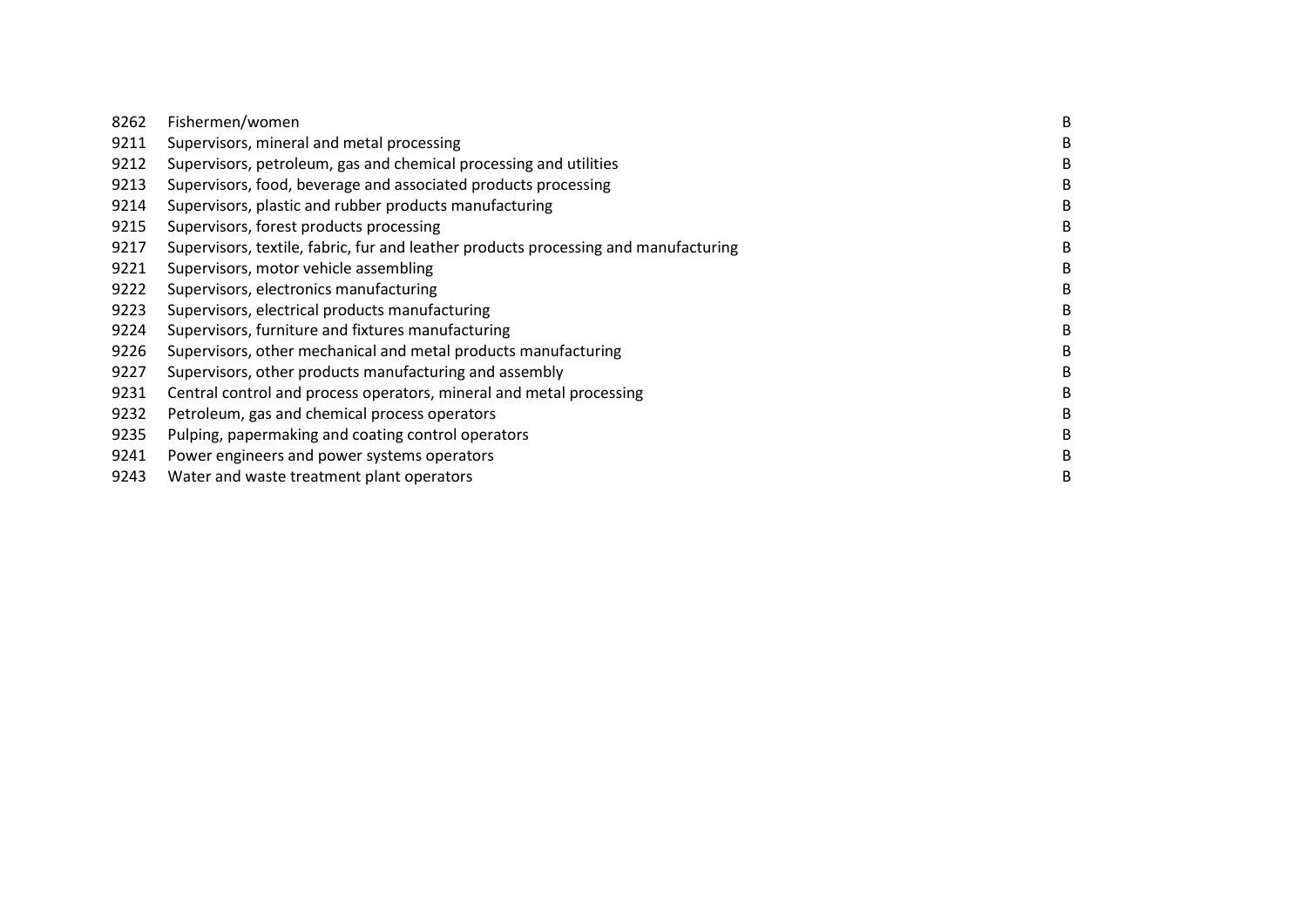| | | |
|---|---|---|
| 8262 | Fishermen/women | B |
| 9211 | Supervisors, mineral and metal processing | B |
| 9212 | Supervisors, petroleum, gas and chemical processing and utilities | B |
| 9213 | Supervisors, food, beverage and associated products processing | B |
| 9214 | Supervisors, plastic and rubber products manufacturing | B |
| 9215 | Supervisors, forest products processing | B |
| 9217 | Supervisors, textile, fabric, fur and leather products processing and manufacturing | B |
| 9221 | Supervisors, motor vehicle assembling | B |
| 9222 | Supervisors, electronics manufacturing | B |
| 9223 | Supervisors, electrical products manufacturing | B |
| 9224 | Supervisors, furniture and fixtures manufacturing | B |
| 9226 | Supervisors, other mechanical and metal products manufacturing | B |
| 9227 | Supervisors, other products manufacturing and assembly | B |
| 9231 | Central control and process operators, mineral and metal processing | B |
| 9232 | Petroleum, gas and chemical process operators | B |
| 9235 | Pulping, papermaking and coating control operators | B |
| 9241 | Power engineers and power systems operators | B |
| 9243 | Water and waste treatment plant operators | B |